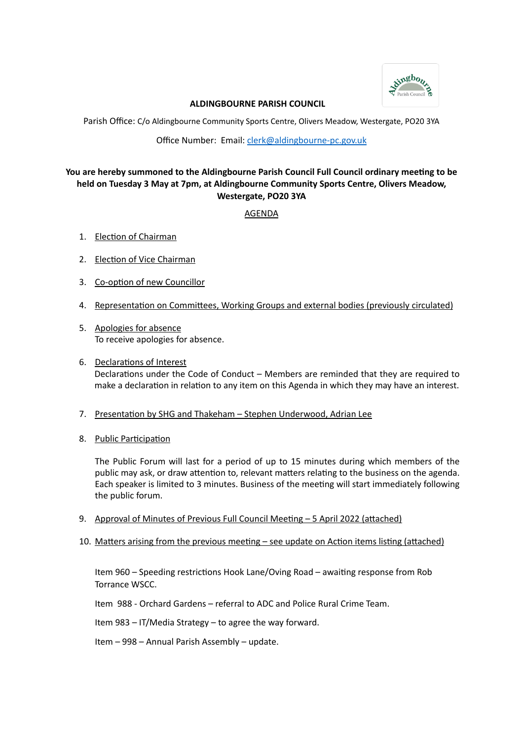# ALDINGBOURNE PARISH COUNCIL

Parish Office: C/o Aldingbourne Community Sports Centre, Olivers Meadow, Westergate, PO20 3YA

Office Number: Email: clerk@aldingbourne-pc.gov.uk

**You are hereby summoned to the Aldingbourne Parish Council Full Council ordinary meeting to be held on Tuesday 3 May at 7pm, at Aldingbourne Community Sports Centre, Olivers Meadow, Westergate, PO20 3YA**

## AGENDA

1. Election of Chairman

2. Election of Vice Chairman

3. Co-option of new Councillor

4. Representation on Committees, Working Groups and external bodies (previously circulated)

5. Apologies for absence
   To receive apologies for absence.

6. Declarations of Interest
   Declarations under the Code of Conduct – Members are reminded that they are required to make a declaration in relation to any item on this Agenda in which they may have an interest.

7. Presentation by SHG and Thakeham – Stephen Underwood, Adrian Lee

8. Public Participation

   The Public Forum will last for a period of up to 15 minutes during which members of the public may ask, or draw attention to, relevant matters relating to the business on the agenda. Each speaker is limited to 3 minutes. Business of the meeting will start immediately following the public forum.

9. Approval of Minutes of Previous Full Council Meeting – 5 April 2022 (attached)

10. Matters arising from the previous meeting – see update on Action items listing (attached)

    Item 960 – Speeding restrictions Hook Lane/Oving Road – awaiting response from Rob Torrance WSCC.

    Item 988 - Orchard Gardens – referral to ADC and Police Rural Crime Team.

    Item 983 – IT/Media Strategy – to agree the way forward.

    Item – 998 – Annual Parish Assembly – update.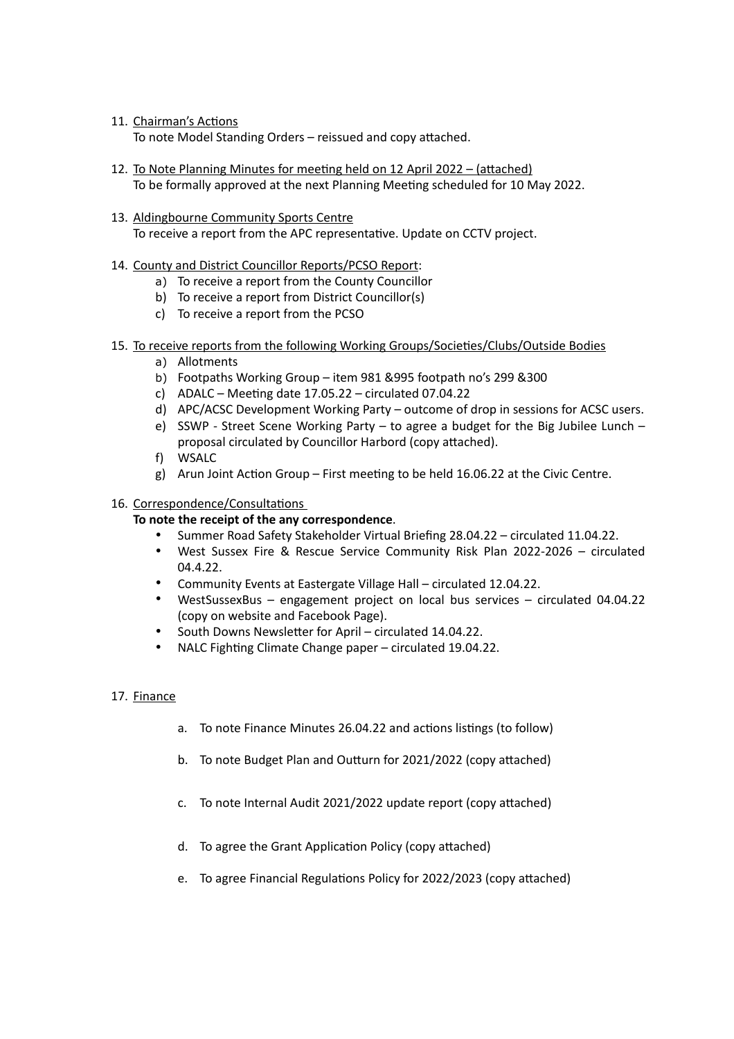11. Chairman's Actions
   To note Model Standing Orders – reissued and copy attached.

12. To Note Planning Minutes for meeting held on 12 April 2022 – (attached)
   To be formally approved at the next Planning Meeting scheduled for 10 May 2022.

13. Aldingbourne Community Sports Centre
   To receive a report from the APC representative. Update on CCTV project.

14. County and District Councillor Reports/PCSO Report:
   a) To receive a report from the County Councillor
   b) To receive a report from District Councillor(s)
   c) To receive a report from the PCSO

15. To receive reports from the following Working Groups/Societies/Clubs/Outside Bodies
   a) Allotments
   b) Footpaths Working Group – item 981 &995 footpath no's 299 &300
   c) ADALC – Meeting date 17.05.22 – circulated 07.04.22
   d) APC/ACSC Development Working Party – outcome of drop in sessions for ACSC users.
   e) SSWP - Street Scene Working Party – to agree a budget for the Big Jubilee Lunch – proposal circulated by Councillor Harbord (copy attached).
   f) WSALC
   g) Arun Joint Action Group – First meeting to be held 16.06.22 at the Civic Centre.

16. Correspondence/Consultations

   **To note the receipt of the any correspondence**.
   - Summer Road Safety Stakeholder Virtual Briefing 28.04.22 – circulated 11.04.22.
   - West Sussex Fire & Rescue Service Community Risk Plan 2022-2026 – circulated 04.4.22.
   - Community Events at Eastergate Village Hall – circulated 12.04.22.
   - WestSussexBus – engagement project on local bus services – circulated 04.04.22 (copy on website and Facebook Page).
   - South Downs Newsletter for April – circulated 14.04.22.
   - NALC Fighting Climate Change paper – circulated 19.04.22.

17. Finance

   a. To note Finance Minutes 26.04.22 and actions listings (to follow)

   b. To note Budget Plan and Outturn for 2021/2022 (copy attached)

   c. To note Internal Audit 2021/2022 update report (copy attached)

   d. To agree the Grant Application Policy (copy attached)

   e. To agree Financial Regulations Policy for 2022/2023 (copy attached)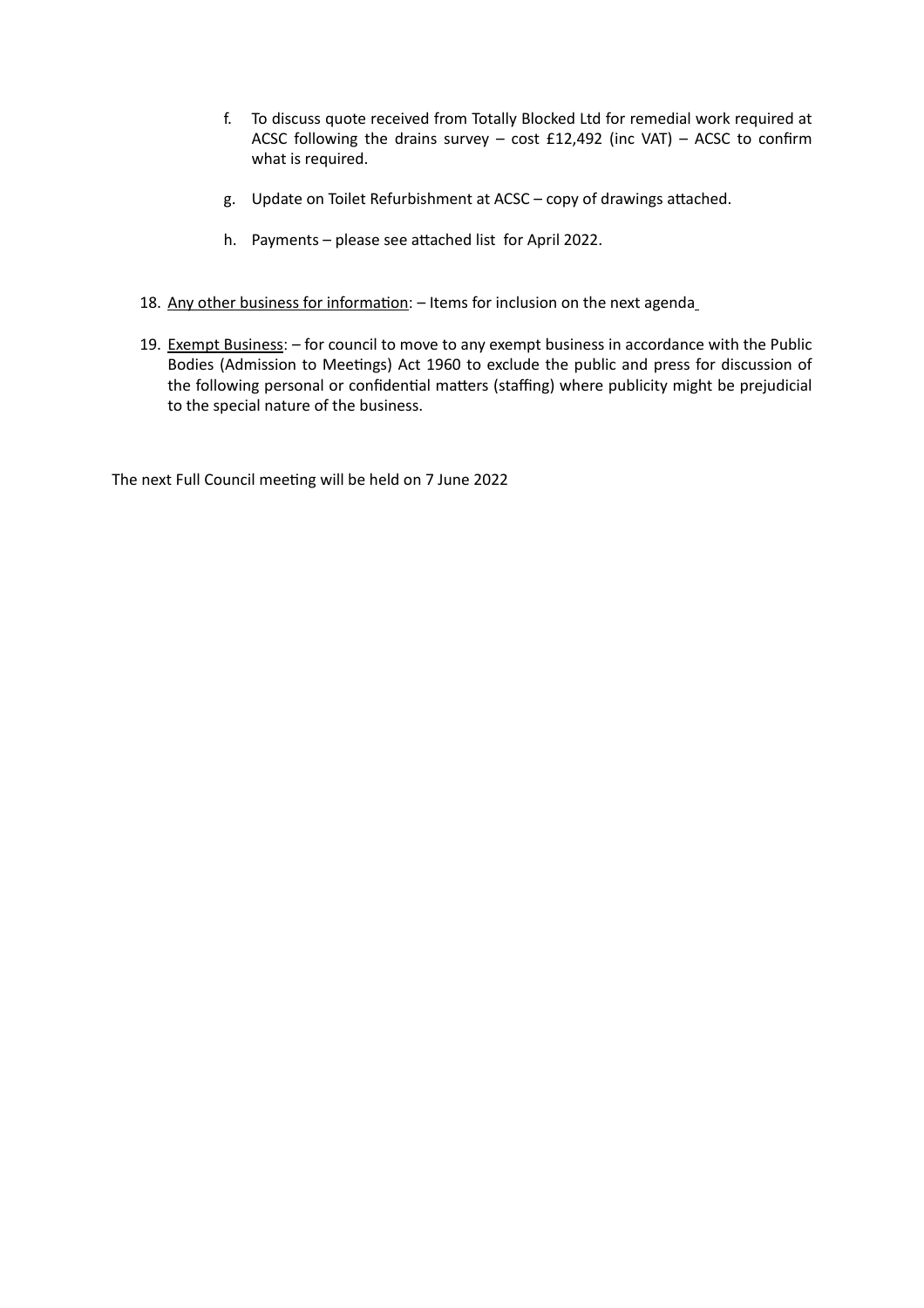f. To discuss quote received from Totally Blocked Ltd for remedial work required at ACSC following the drains survey – cost £12,492 (inc VAT) – ACSC to confirm what is required.

g. Update on Toilet Refurbishment at ACSC – copy of drawings attached.

h. Payments – please see attached list for April 2022.

18. Any other business for information: – Items for inclusion on the next agenda

19. Exempt Business: – for council to move to any exempt business in accordance with the Public Bodies (Admission to Meetings) Act 1960 to exclude the public and press for discussion of the following personal or confidential matters (staffing) where publicity might be prejudicial to the special nature of the business.

The next Full Council meeting will be held on 7 June 2022